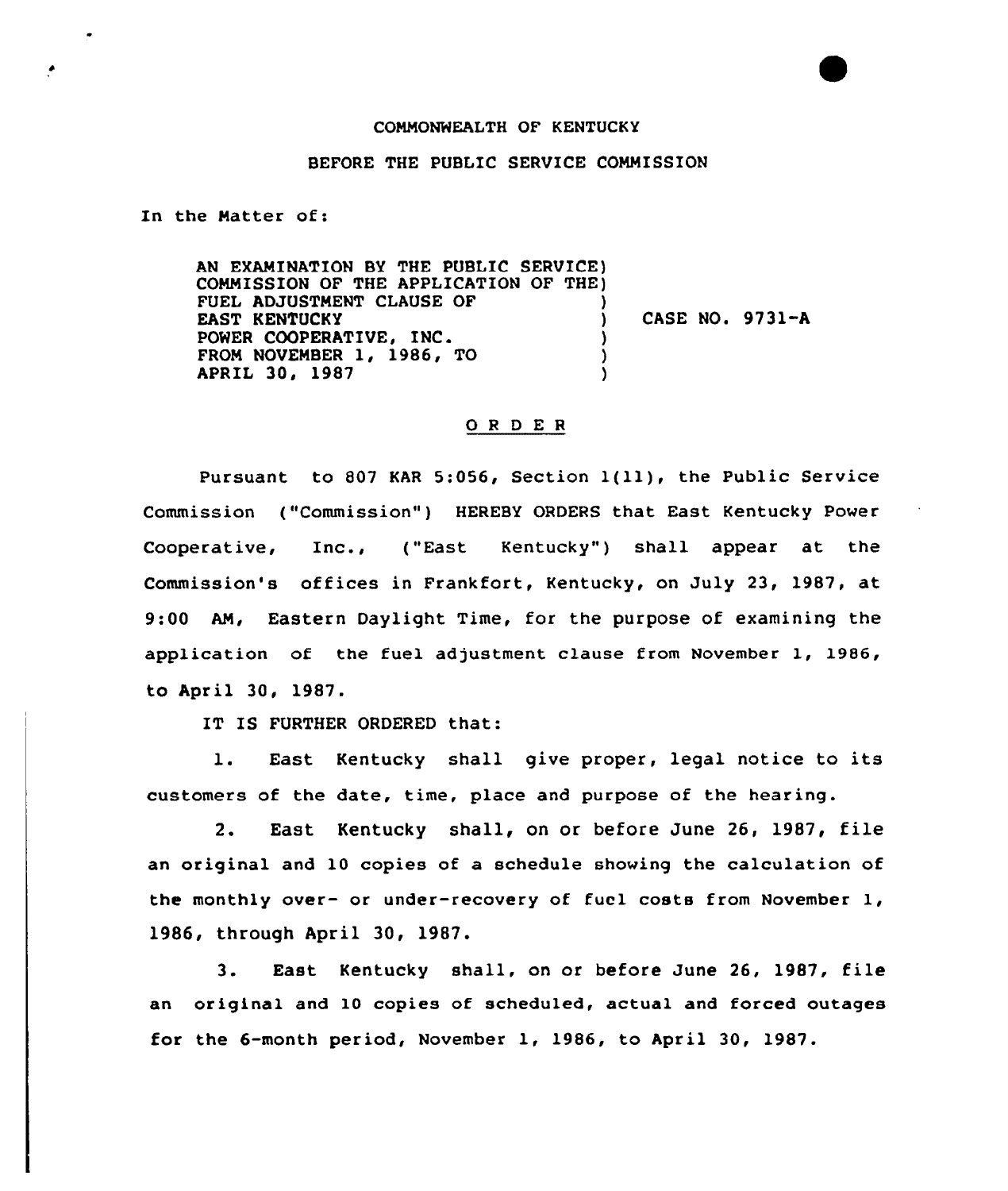COMMONWEALTH OF KENTUCKY

BEFORE THE PUBLIC SERVICE COMMISSION

In the Matter of:

AN EXAMINATION BY THE PUBLIC SERVICE COMMISSION OF THE APPLICATION OF THE FUEL ADJUSTMENT CLAUSE OF EAST KENTUCKY POWER COOPERATIVE, INC. FROM NOVEMBER 1, 1986, TO APRIL 30, 1987 ) CASE NO. 9731-A

## O R D E R

Pursuant to 807 KAR 5:056, Section 1(11), the Public Service Commission ("Commission") HEREBY ORDERS that East Kentucky Power Cooperative, Inc., ("East Kentucky") shall appear at the Commission's offices in Frankfort, Kentucky, on July 23, 1987, at 9:00 AM, Eastern Daylight Time, for the purpose of examining the application of the fuel adjustment clause from November 1, 1986, to April 30, 1987.

IT IS FURTHER ORDERED that:

1. East Kentucky shall give proper, legal notice to its customers of the date, time, place and purpose of the hearing.

2. East Kentucky shall, on or before June 26, 1987, file an original and 10 copies of a schedule showing the calculation of the monthly over- or under-recovery of fuel costs from November 1, 1986, through April 30, 1987.

3. East Kentucky shall, on or before June 26, 1987, file an original and 10 copies of scheduled, actual and forced outages for the 6-month period, November 1, 1986, to April 30, 1987.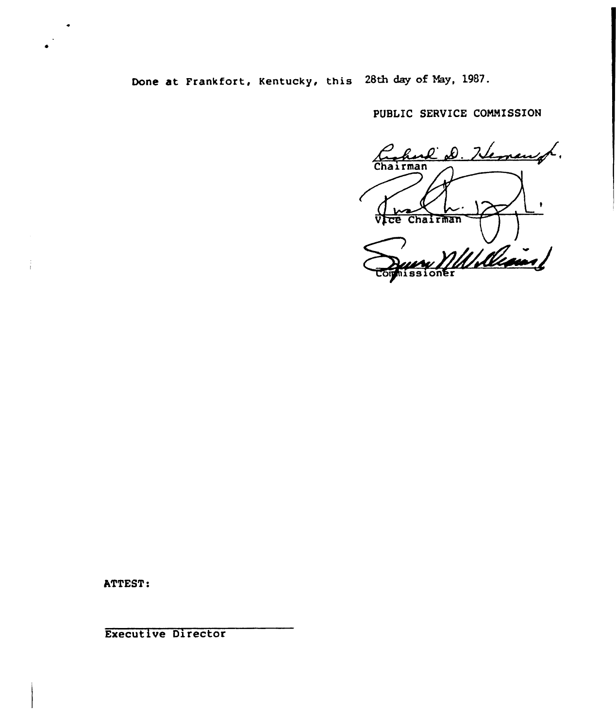Done at Frankfort, Kentucky, this 28th day of May, 1987.

PUBLIC SERVICE COMMISSION

Chairman

Vice Chairman

Commissioner

ATTEST:

Executive Director